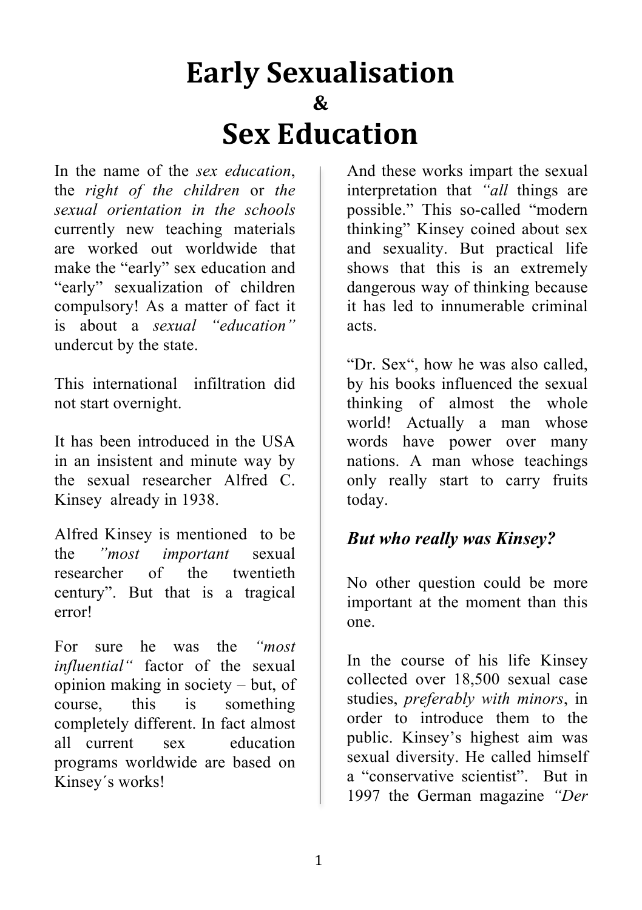# Early Sexualisation
# &
# Sex Education

In the name of the *sex education*, the *right of the children* or *the sexual orientation in the schools* currently new teaching materials are worked out worldwide that make the "early" sex education and "early" sexualization of children compulsory! As a matter of fact it is about a *sexual "education"* undercut by the state.

This international infiltration did not start overnight.

It has been introduced in the USA in an insistent and minute way by the sexual researcher Alfred C. Kinsey already in 1938.

Alfred Kinsey is mentioned to be the *"most important* sexual researcher of the twentieth century". But that is a tragical error!

For sure he was the *"most influential"* factor of the sexual opinion making in society – but, of course, this is something completely different. In fact almost all current sex education programs worldwide are based on Kinsey´s works!

And these works impart the sexual interpretation that *"all* things are possible." This so-called "modern thinking" Kinsey coined about sex and sexuality. But practical life shows that this is an extremely dangerous way of thinking because it has led to innumerable criminal acts.

"Dr. Sex", how he was also called, by his books influenced the sexual thinking of almost the whole world! Actually a man whose words have power over many nations. A man whose teachings only really start to carry fruits today.

### *But who really was Kinsey?*

No other question could be more important at the moment than this one.

In the course of his life Kinsey collected over 18,500 sexual case studies, *preferably with minors*, in order to introduce them to the public. Kinsey's highest aim was sexual diversity. He called himself a "conservative scientist". But in 1997 the German magazine *"Der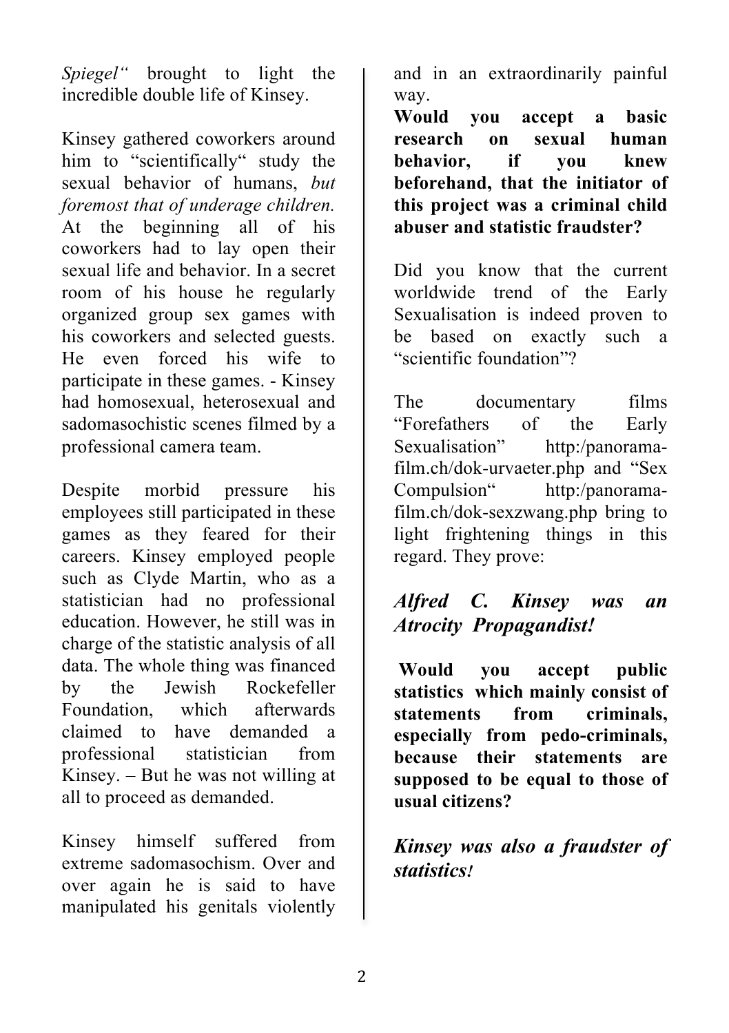*Spiegel"* brought to light the incredible double life of Kinsey.

Kinsey gathered coworkers around him to "scientifically" study the sexual behavior of humans, *but foremost that of underage children.* At the beginning all of his coworkers had to lay open their sexual life and behavior. In a secret room of his house he regularly organized group sex games with his coworkers and selected guests. He even forced his wife to participate in these games. - Kinsey had homosexual, heterosexual and sadomasochistic scenes filmed by a professional camera team.

Despite morbid pressure his employees still participated in these games as they feared for their careers. Kinsey employed people such as Clyde Martin, who as a statistician had no professional education. However, he still was in charge of the statistic analysis of all data. The whole thing was financed by the Jewish Rockefeller Foundation, which afterwards claimed to have demanded a professional statistician from Kinsey. – But he was not willing at all to proceed as demanded.

Kinsey himself suffered from extreme sadomasochism. Over and over again he is said to have manipulated his genitals violently and in an extraordinarily painful way.

**Would you accept a basic research on sexual human behavior, if you knew beforehand, that the initiator of this project was a criminal child abuser and statistic fraudster?**

Did you know that the current worldwide trend of the Early Sexualisation is indeed proven to be based on exactly such a "scientific foundation"?

The documentary films "Forefathers of the Early Sexualisation" http:/panorama-film.ch/dok-urvaeter.php and "Sex Compulsion" http:/panorama-film.ch/dok-sexzwang.php bring to light frightening things in this regard. They prove:

***Alfred C. Kinsey was an Atrocity Propagandist!***

**Would you accept public statistics which mainly consist of statements from criminals, especially from pedo-criminals, because their statements are supposed to be equal to those of usual citizens?**

***Kinsey was also a fraudster of statistics!***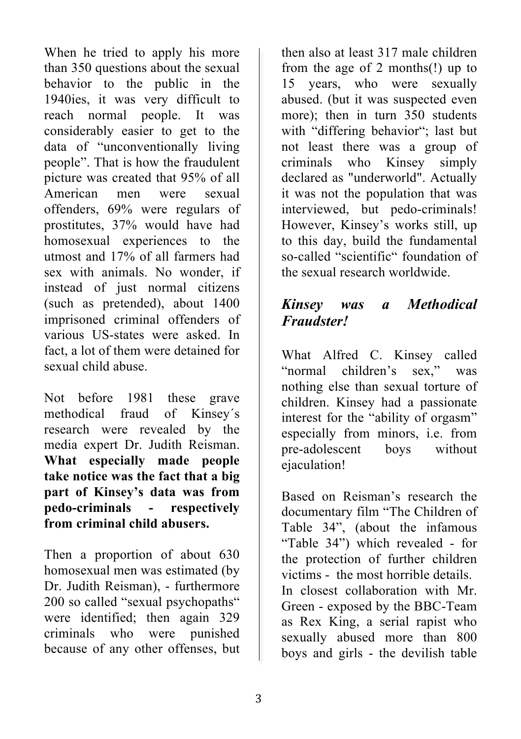When he tried to apply his more than 350 questions about the sexual behavior to the public in the 1940ies, it was very difficult to reach normal people. It was considerably easier to get to the data of "unconventionally living people". That is how the fraudulent picture was created that 95% of all American men were sexual offenders, 69% were regulars of prostitutes, 37% would have had homosexual experiences to the utmost and 17% of all farmers had sex with animals. No wonder, if instead of just normal citizens (such as pretended), about 1400 imprisoned criminal offenders of various US-states were asked. In fact, a lot of them were detained for sexual child abuse.

Not before 1981 these grave methodical fraud of Kinsey´s research were revealed by the media expert Dr. Judith Reisman. **What especially made people take notice was the fact that a big part of Kinsey's data was from pedo-criminals - respectively from criminal child abusers.**

Then a proportion of about 630 homosexual men was estimated (by Dr. Judith Reisman), - furthermore 200 so called "sexual psychopaths" were identified; then again 329 criminals who were punished because of any other offenses, but then also at least 317 male children from the age of 2 months(!) up to 15 years, who were sexually abused. (but it was suspected even more); then in turn 350 students with "differing behavior"; last but not least there was a group of criminals who Kinsey simply declared as "underworld". Actually it was not the population that was interviewed, but pedo-criminals! However, Kinsey's works still, up to this day, build the fundamental so-called "scientific" foundation of the sexual research worldwide.

## *Kinsey was a Methodical Fraudster!*

What Alfred C. Kinsey called "normal children's sex," was nothing else than sexual torture of children. Kinsey had a passionate interest for the "ability of orgasm" especially from minors, i.e. from pre-adolescent boys without ejaculation!

Based on Reisman's research the documentary film "The Children of Table 34", (about the infamous "Table 34") which revealed - for the protection of further children victims - the most horrible details.
In closest collaboration with Mr. Green - exposed by the BBC-Team as Rex King, a serial rapist who sexually abused more than 800 boys and girls - the devilish table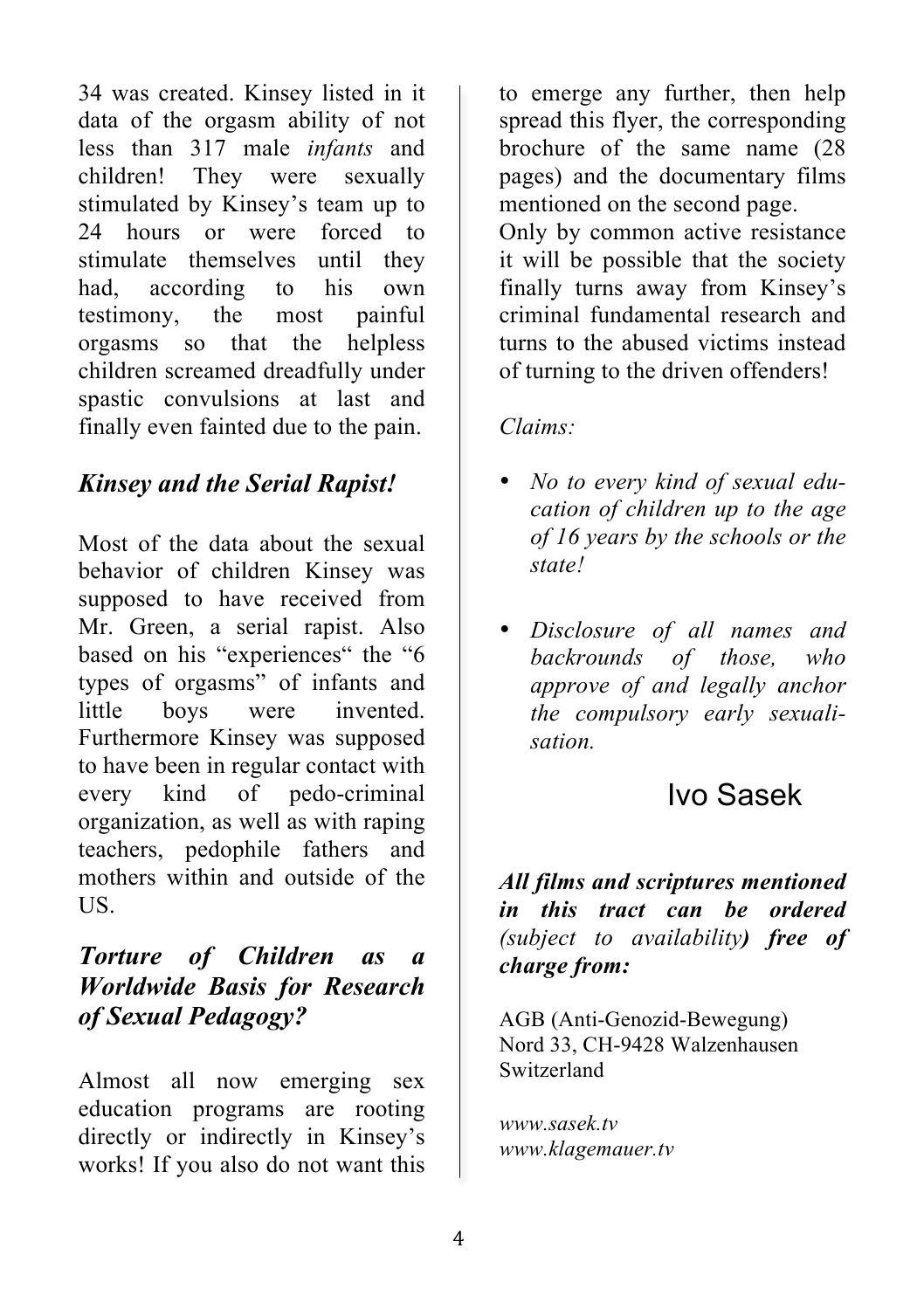34 was created. Kinsey listed in it data of the orgasm ability of not less than 317 male *infants* and children! They were sexually stimulated by Kinsey's team up to 24 hours or were forced to stimulate themselves until they had, according to his own testimony, the most painful orgasms so that the helpless children screamed dreadfully under spastic convulsions at last and finally even fainted due to the pain.

### *Kinsey and the Serial Rapist!*

Most of the data about the sexual behavior of children Kinsey was supposed to have received from Mr. Green, a serial rapist. Also based on his "experiences" the "6 types of orgasms" of infants and little boys were invented. Furthermore Kinsey was supposed to have been in regular contact with every kind of pedo-criminal organization, as well as with raping teachers, pedophile fathers and mothers within and outside of the US.

### *Torture of Children as a Worldwide Basis for Research of Sexual Pedagogy?*

Almost all now emerging sex education programs are rooting directly or indirectly in Kinsey's works! If you also do not want this to emerge any further, then help spread this flyer, the corresponding brochure of the same name (28 pages) and the documentary films mentioned on the second page.
Only by common active resistance it will be possible that the society finally turns away from Kinsey's criminal fundamental research and turns to the abused victims instead of turning to the driven offenders!

*Claims:*

- *No to every kind of sexual education of children up to the age of 16 years by the schools or the state!*
- *Disclosure of all names and backrounds of those, who approve of and legally anchor the compulsory early sexualisation.*

Ivo Sasek

***All films and scriptures mentioned in this tract can be ordered** (subject to availability) **free of charge from:***

AGB (Anti-Genozid-Bewegung)
Nord 33, CH-9428 Walzenhausen
Switzerland

*www.sasek.tv*
*www.klagemauer.tv*